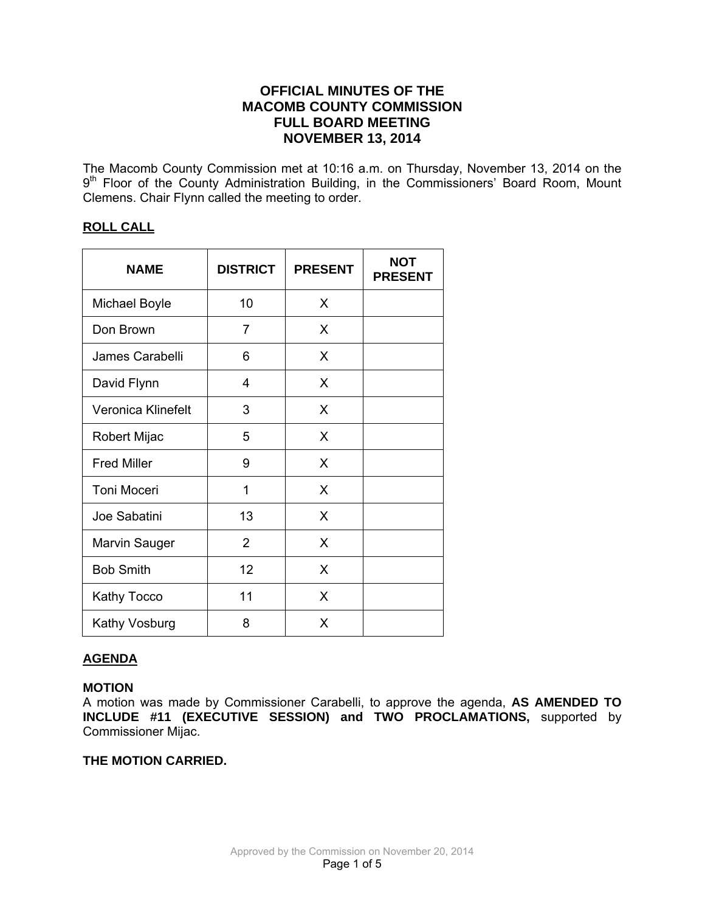# OFFICIAL MINUTES OF THE MACOMB COUNTY COMMISSION FULL BOARD MEETING NOVEMBER 13, 2014

The Macomb County Commission met at 10:16 a.m. on Thursday, November 13, 2014 on the 9th Floor of the County Administration Building, in the Commissioners' Board Room, Mount Clemens. Chair Flynn called the meeting to order.

## ROLL CALL

| NAME | DISTRICT | PRESENT | NOT PRESENT |
|---|---|---|---|
| Michael Boyle | 10 | X | |
| Don Brown | 7 | X | |
| James Carabelli | 6 | X | |
| David Flynn | 4 | X | |
| Veronica Klinefelt | 3 | X | |
| Robert Mijac | 5 | X | |
| Fred Miller | 9 | X | |
| Toni Moceri | 1 | X | |
| Joe Sabatini | 13 | X | |
| Marvin Sauger | 2 | X | |
| Bob Smith | 12 | X | |
| Kathy Tocco | 11 | X | |
| Kathy Vosburg | 8 | X | |

## AGENDA

**MOTION**

A motion was made by Commissioner Carabelli, to approve the agenda, **AS AMENDED TO INCLUDE #11 (EXECUTIVE SESSION) and TWO PROCLAMATIONS,** supported by Commissioner Mijac.

**THE MOTION CARRIED.**

Approved by the Commission on November 20, 2014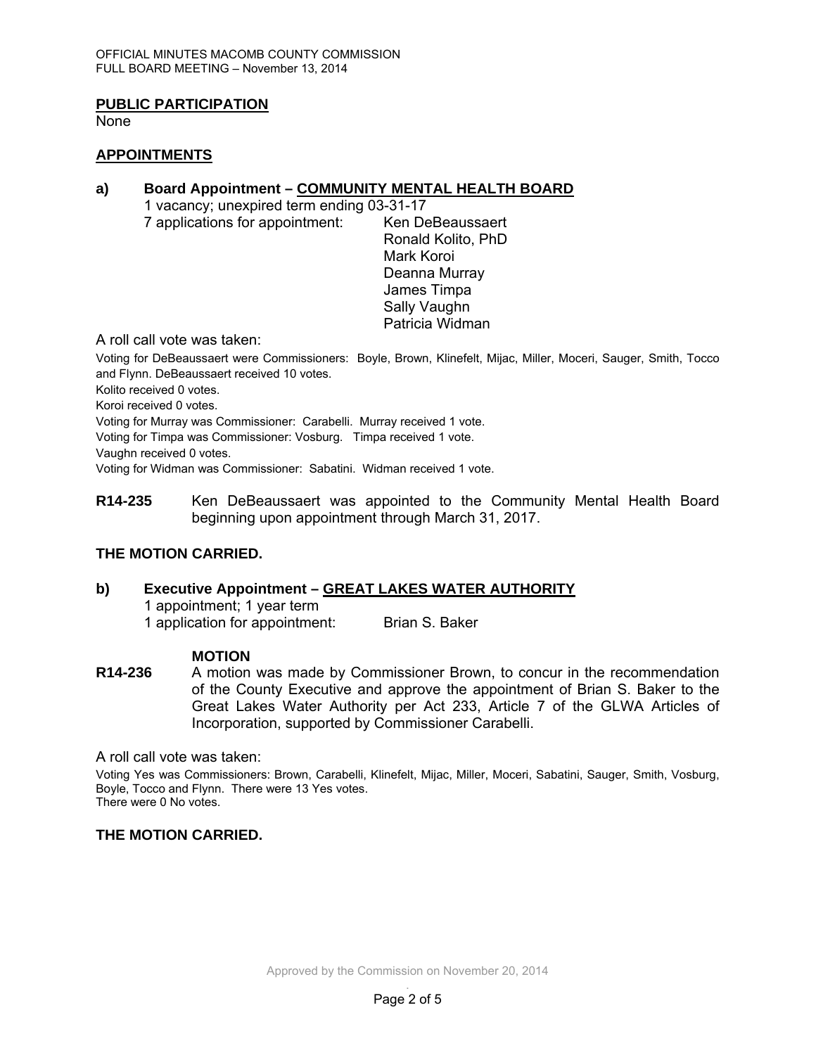## PUBLIC PARTICIPATION

None

## APPOINTMENTS

**a) Board Appointment – COMMUNITY MENTAL HEALTH BOARD**

1 vacancy; unexpired term ending 03-31-17

7 applications for appointment:
- Ken DeBeaussaert
- Ronald Kolito, PhD
- Mark Koroi
- Deanna Murray
- James Timpa
- Sally Vaughn
- Patricia Widman

A roll call vote was taken:

Voting for DeBeaussaert were Commissioners: Boyle, Brown, Klinefelt, Mijac, Miller, Moceri, Sauger, Smith, Tocco and Flynn. DeBeaussaert received 10 votes.

Kolito received 0 votes.

Koroi received 0 votes.

Voting for Murray was Commissioner: Carabelli. Murray received 1 vote.

Voting for Timpa was Commissioner: Vosburg. Timpa received 1 vote.

Vaughn received 0 votes.

Voting for Widman was Commissioner: Sabatini. Widman received 1 vote.

**R14-235** Ken DeBeaussaert was appointed to the Community Mental Health Board beginning upon appointment through March 31, 2017.

**THE MOTION CARRIED.**

**b) Executive Appointment – GREAT LAKES WATER AUTHORITY**

1 appointment; 1 year term

1 application for appointment: Brian S. Baker

**MOTION**

**R14-236** A motion was made by Commissioner Brown, to concur in the recommendation of the County Executive and approve the appointment of Brian S. Baker to the Great Lakes Water Authority per Act 233, Article 7 of the GLWA Articles of Incorporation, supported by Commissioner Carabelli.

A roll call vote was taken:

Voting Yes was Commissioners: Brown, Carabelli, Klinefelt, Mijac, Miller, Moceri, Sabatini, Sauger, Smith, Vosburg, Boyle, Tocco and Flynn. There were 13 Yes votes.

There were 0 No votes.

**THE MOTION CARRIED.**

Approved by the Commission on November 20, 2014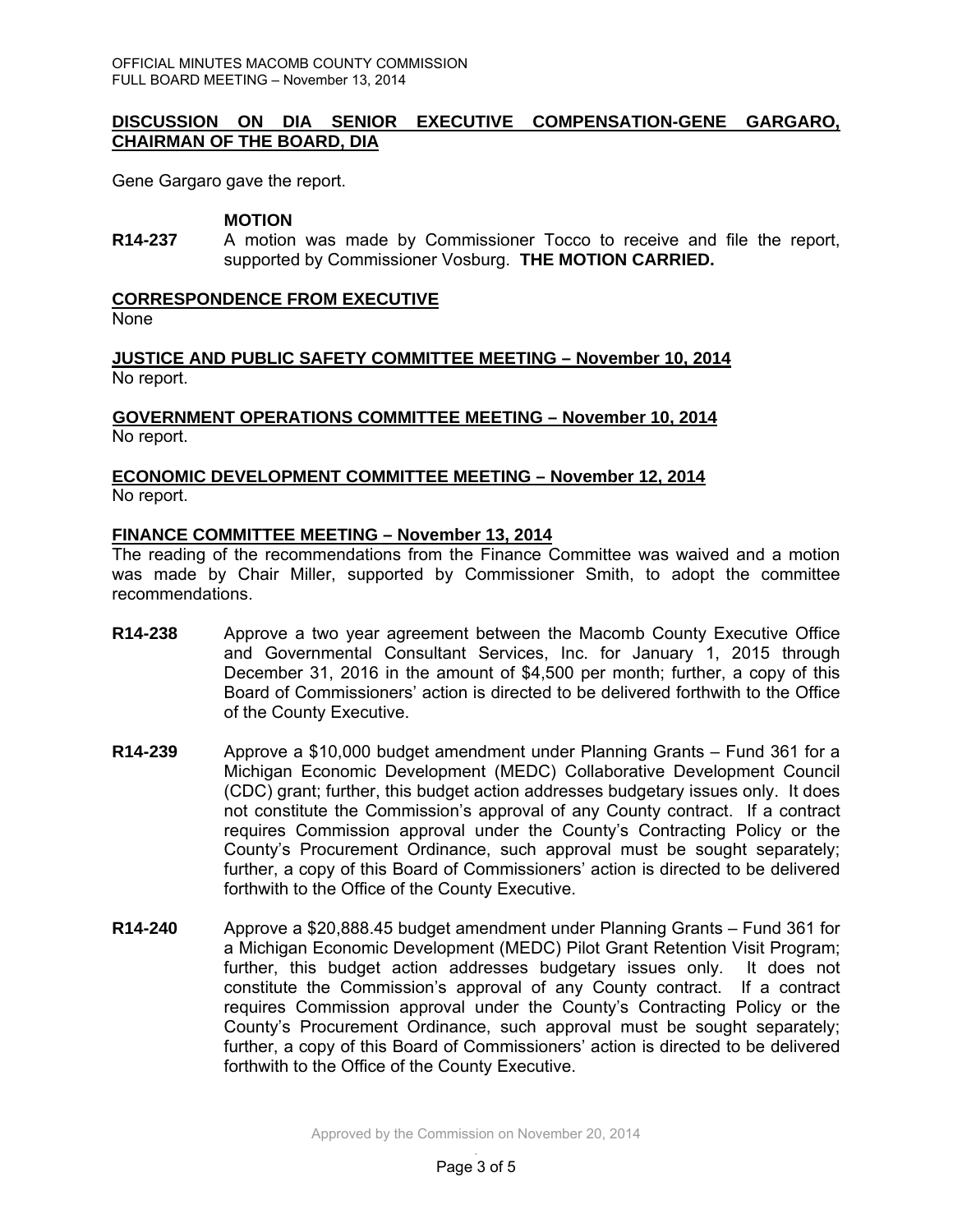## DISCUSSION ON DIA SENIOR EXECUTIVE COMPENSATION-GENE GARGARO, CHAIRMAN OF THE BOARD, DIA

Gene Gargaro gave the report.

**MOTION**

**R14-237** A motion was made by Commissioner Tocco to receive and file the report, supported by Commissioner Vosburg. **THE MOTION CARRIED.**

## CORRESPONDENCE FROM EXECUTIVE

None

## JUSTICE AND PUBLIC SAFETY COMMITTEE MEETING – November 10, 2014

No report.

## GOVERNMENT OPERATIONS COMMITTEE MEETING – November 10, 2014

No report.

## ECONOMIC DEVELOPMENT COMMITTEE MEETING – November 12, 2014

No report.

## FINANCE COMMITTEE MEETING – November 13, 2014

The reading of the recommendations from the Finance Committee was waived and a motion was made by Chair Miller, supported by Commissioner Smith, to adopt the committee recommendations.

**R14-238** Approve a two year agreement between the Macomb County Executive Office and Governmental Consultant Services, Inc. for January 1, 2015 through December 31, 2016 in the amount of $4,500 per month; further, a copy of this Board of Commissioners' action is directed to be delivered forthwith to the Office of the County Executive.

**R14-239** Approve a $10,000 budget amendment under Planning Grants – Fund 361 for a Michigan Economic Development (MEDC) Collaborative Development Council (CDC) grant; further, this budget action addresses budgetary issues only. It does not constitute the Commission's approval of any County contract. If a contract requires Commission approval under the County's Contracting Policy or the County's Procurement Ordinance, such approval must be sought separately; further, a copy of this Board of Commissioners' action is directed to be delivered forthwith to the Office of the County Executive.

**R14-240** Approve a $20,888.45 budget amendment under Planning Grants – Fund 361 for a Michigan Economic Development (MEDC) Pilot Grant Retention Visit Program; further, this budget action addresses budgetary issues only. It does not constitute the Commission's approval of any County contract. If a contract requires Commission approval under the County's Contracting Policy or the County's Procurement Ordinance, such approval must be sought separately; further, a copy of this Board of Commissioners' action is directed to be delivered forthwith to the Office of the County Executive.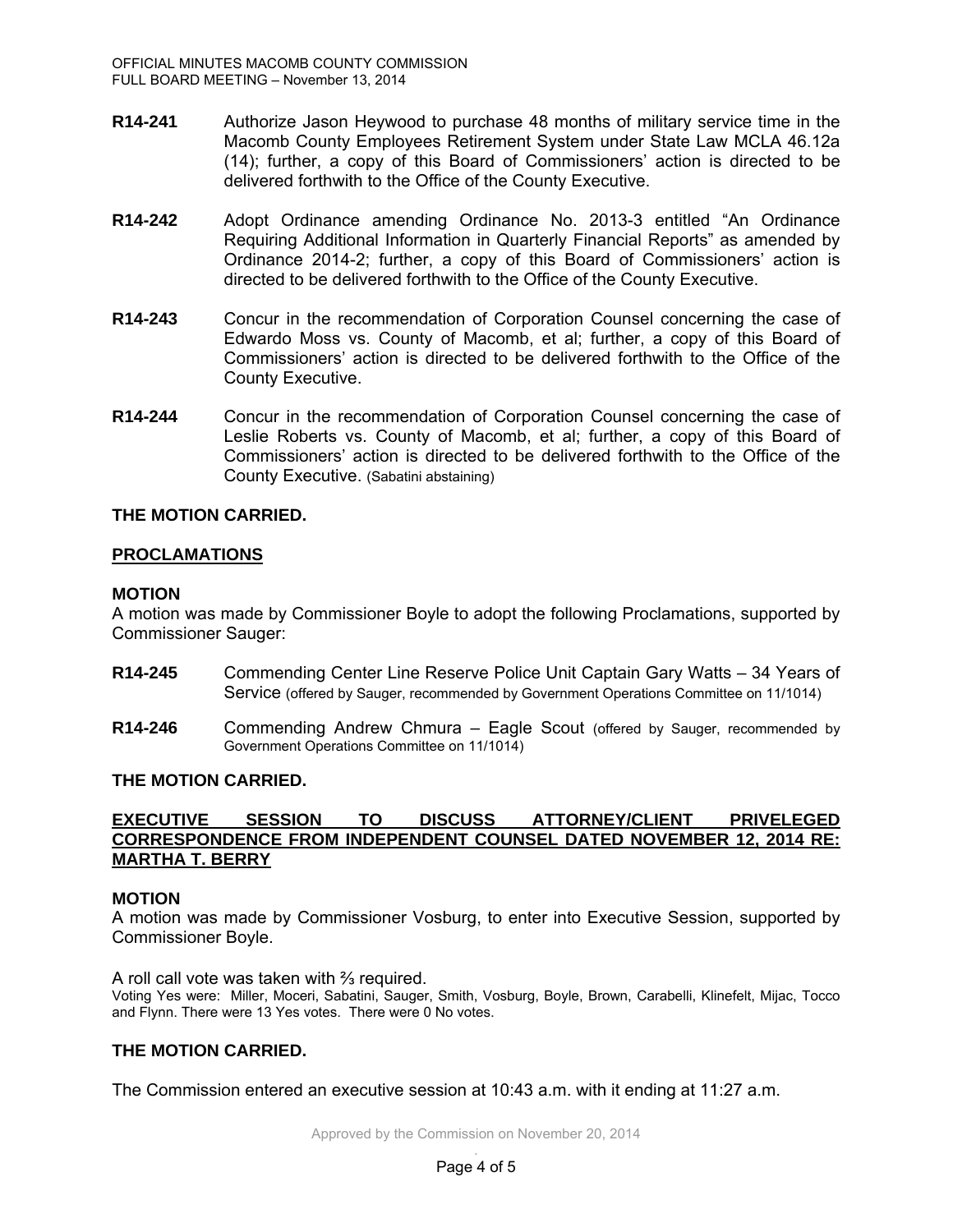**R14-241** Authorize Jason Heywood to purchase 48 months of military service time in the Macomb County Employees Retirement System under State Law MCLA 46.12a (14); further, a copy of this Board of Commissioners' action is directed to be delivered forthwith to the Office of the County Executive.

**R14-242** Adopt Ordinance amending Ordinance No. 2013-3 entitled "An Ordinance Requiring Additional Information in Quarterly Financial Reports" as amended by Ordinance 2014-2; further, a copy of this Board of Commissioners' action is directed to be delivered forthwith to the Office of the County Executive.

**R14-243** Concur in the recommendation of Corporation Counsel concerning the case of Edwardo Moss vs. County of Macomb, et al; further, a copy of this Board of Commissioners' action is directed to be delivered forthwith to the Office of the County Executive.

**R14-244** Concur in the recommendation of Corporation Counsel concerning the case of Leslie Roberts vs. County of Macomb, et al; further, a copy of this Board of Commissioners' action is directed to be delivered forthwith to the Office of the County Executive. (Sabatini abstaining)

**THE MOTION CARRIED.**

## PROCLAMATIONS

**MOTION**

A motion was made by Commissioner Boyle to adopt the following Proclamations, supported by Commissioner Sauger:

**R14-245** Commending Center Line Reserve Police Unit Captain Gary Watts – 34 Years of Service (offered by Sauger, recommended by Government Operations Committee on 11/1014)

**R14-246** Commending Andrew Chmura – Eagle Scout (offered by Sauger, recommended by Government Operations Committee on 11/1014)

**THE MOTION CARRIED.**

## EXECUTIVE SESSION TO DISCUSS ATTORNEY/CLIENT PRIVELEGED CORRESPONDENCE FROM INDEPENDENT COUNSEL DATED NOVEMBER 12, 2014 RE: MARTHA T. BERRY

**MOTION**

A motion was made by Commissioner Vosburg, to enter into Executive Session, supported by Commissioner Boyle.

A roll call vote was taken with ⅔ required.

Voting Yes were: Miller, Moceri, Sabatini, Sauger, Smith, Vosburg, Boyle, Brown, Carabelli, Klinefelt, Mijac, Tocco and Flynn. There were 13 Yes votes. There were 0 No votes.

**THE MOTION CARRIED.**

The Commission entered an executive session at 10:43 a.m. with it ending at 11:27 a.m.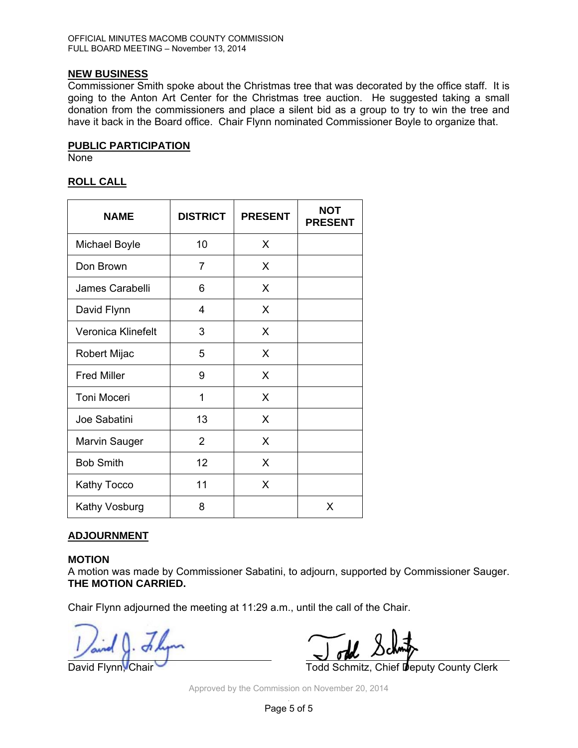## NEW BUSINESS

Commissioner Smith spoke about the Christmas tree that was decorated by the office staff. It is going to the Anton Art Center for the Christmas tree auction. He suggested taking a small donation from the commissioners and place a silent bid as a group to try to win the tree and have it back in the Board office. Chair Flynn nominated Commissioner Boyle to organize that.

## PUBLIC PARTICIPATION

None

## ROLL CALL

| NAME | DISTRICT | PRESENT | NOT PRESENT |
|---|---|---|---|
| Michael Boyle | 10 | X | |
| Don Brown | 7 | X | |
| James Carabelli | 6 | X | |
| David Flynn | 4 | X | |
| Veronica Klinefelt | 3 | X | |
| Robert Mijac | 5 | X | |
| Fred Miller | 9 | X | |
| Toni Moceri | 1 | X | |
| Joe Sabatini | 13 | X | |
| Marvin Sauger | 2 | X | |
| Bob Smith | 12 | X | |
| Kathy Tocco | 11 | X | |
| Kathy Vosburg | 8 | | X |

## ADJOURNMENT

**MOTION**

A motion was made by Commissioner Sabatini, to adjourn, supported by Commissioner Sauger.
**THE MOTION CARRIED.**

Chair Flynn adjourned the meeting at 11:29 a.m., until the call of the Chair.

David Flynn, Chair

Todd Schmitz, Chief Deputy County Clerk

Approved by the Commission on November 20, 2014